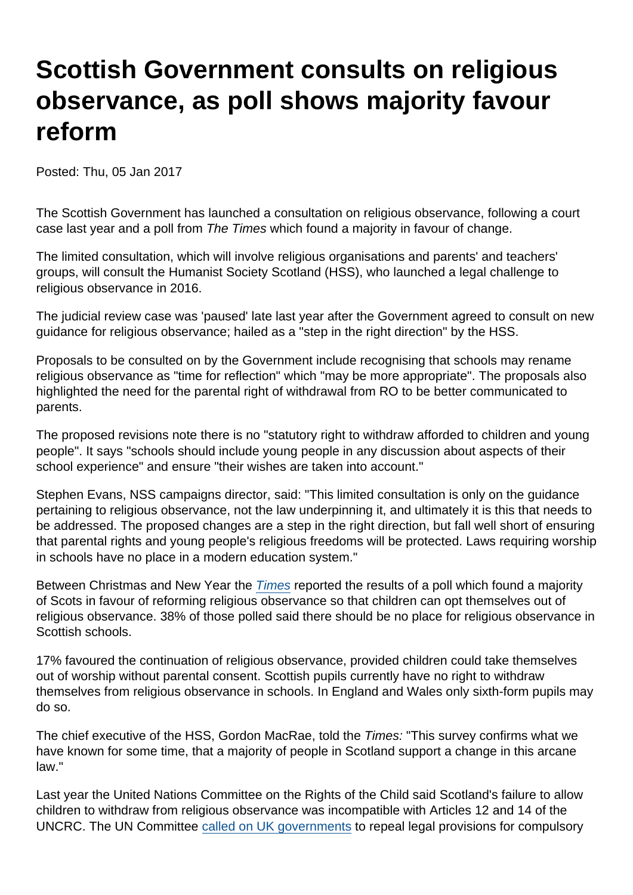# Scottish Government consults on religious observance, as poll shows majority favour reform

Posted: Thu, 05 Jan 2017

The Scottish Government has launched a consultation on religious observance, following a court case last year and a poll from *The Times* which found a majority in favour of change.

The limited consultation, which will involve religious organisations and parents' and teachers' groups, will consult the Humanist Society Scotland (HSS), who launched a legal challenge to religious observance in 2016.

The judicial review case was 'paused' late last year after the Government agreed to consult on new guidance for religious observance; hailed as a "step in the right direction" by the HSS.

Proposals to be consulted on by the Government include recognising that schools may rename religious observance as "time for reflection" which "may be more appropriate". The proposals also highlighted the need for the parental right of withdrawal from RO to be better communicated to parents.

The proposed revisions note there is no "statutory right to withdraw afforded to children and young people". It says "schools should include young people in any discussion about aspects of their school experience" and ensure "their wishes are taken into account."

Stephen Evans, NSS campaigns director, said: "This limited consultation is only on the guidance pertaining to religious observance, not the law underpinning it, and ultimately it is this that needs to be addressed. The proposed changes are a step in the right direction, but fall well short of ensuring that parental rights and young people's religious freedoms will be protected. Laws requiring worship in schools have no place in a modern education system."

Between Christmas and New Year the [*Times*] reported the results of a poll which found a majority of Scots in favour of reforming religious observance so that children can opt themselves out of religious observance. 38% of those polled said there should be no place for religious observance in Scottish schools.

17% favoured the continuation of religious observance, provided children could take themselves out of worship without parental consent. Scottish pupils currently have no right to withdraw themselves from religious observance in schools. In England and Wales only sixth-form pupils may do so.

The chief executive of the HSS, Gordon MacRae, told the *Times:* "This survey confirms what we have known for some time, that a majority of people in Scotland support a change in this arcane law."

Last year the United Nations Committee on the Rights of the Child said Scotland's failure to allow children to withdraw from religious observance was incompatible with Articles 12 and 14 of the UNCRC. The UN Committee [called on UK governments] to repeal legal provisions for compulsory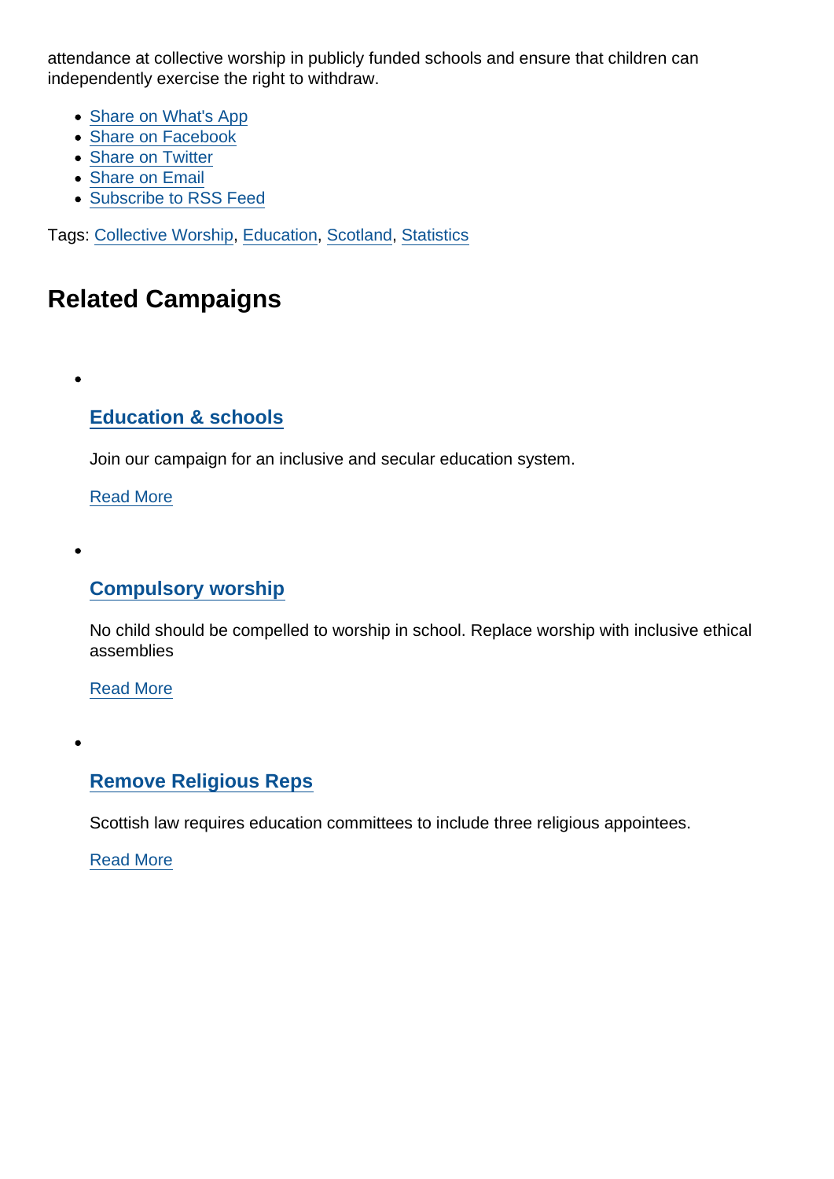attendance at collective worship in publicly funded schools and ensure that children can independently exercise the right to withdraw.

- Share on What's App
- Share on Facebook
- Share on Twitter
- Share on Email
- Subscribe to RSS Feed

Tags: Collective Worship, Education, Scotland, Statistics

## Related Campaigns

- ### Education & schools

  Join our campaign for an inclusive and secular education system.

  Read More

- ### Compulsory worship

  No child should be compelled to worship in school. Replace worship with inclusive ethical assemblies

  Read More

- ### Remove Religious Reps

  Scottish law requires education committees to include three religious appointees.

  Read More